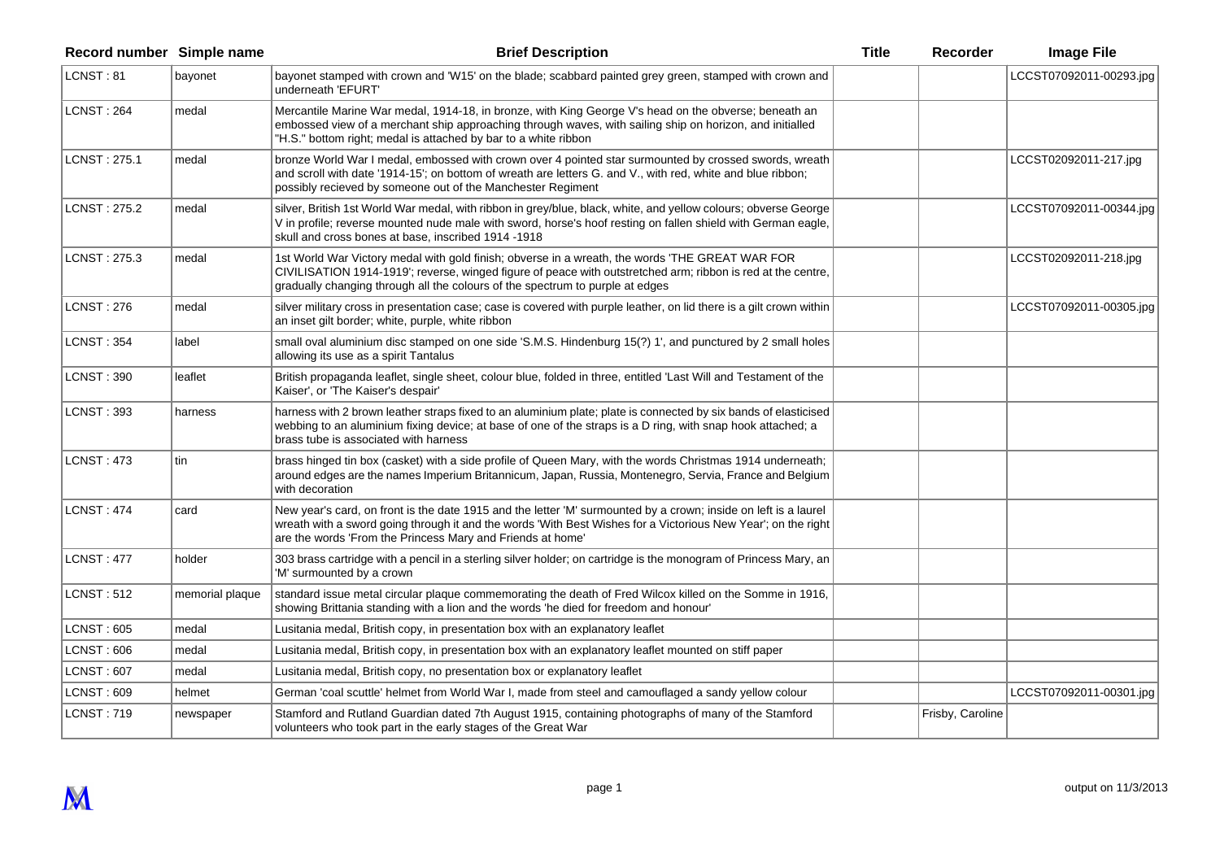| Record number | Simple name | Brief Description | Title | Recorder | Image File |
|---|---|---|---|---|---|
| LCNST : 81 | bayonet | bayonet stamped with crown and 'W15' on the blade; scabbard painted grey green, stamped with crown and underneath 'EFURT' | | | LCCST07092011-00293.jpg |
| LCNST : 264 | medal | Mercantile Marine War medal, 1914-18, in bronze, with King George V's head on the obverse; beneath an embossed view of a merchant ship approaching through waves, with sailing ship on horizon, and initialled "H.S." bottom right; medal is attached by bar to a white ribbon | | | |
| LCNST : 275.1 | medal | bronze World War I medal, embossed with crown over 4 pointed star surmounted by crossed swords, wreath and scroll with date '1914-15'; on bottom of wreath are letters G. and V., with red, white and blue ribbon; possibly recieved by someone out of the Manchester Regiment | | | LCCST02092011-217.jpg |
| LCNST : 275.2 | medal | silver, British 1st World War medal, with ribbon in grey/blue, black, white, and yellow colours; obverse George V in profile; reverse mounted nude male with sword, horse's hoof resting on fallen shield with German eagle, skull and cross bones at base, inscribed 1914 -1918 | | | LCCST07092011-00344.jpg |
| LCNST : 275.3 | medal | 1st World War Victory medal with gold finish; obverse in a wreath, the words 'THE GREAT WAR FOR CIVILISATION 1914-1919'; reverse, winged figure of peace with outstretched arm; ribbon is red at the centre, gradually changing through all the colours of the spectrum to purple at edges | | | LCCST02092011-218.jpg |
| LCNST : 276 | medal | silver military cross in presentation case; case is covered with purple leather, on lid there is a gilt crown within an inset gilt border; white, purple, white ribbon | | | LCCST07092011-00305.jpg |
| LCNST : 354 | label | small oval aluminium disc stamped on one side 'S.M.S. Hindenburg 15(?) 1', and punctured by 2 small holes allowing its use as a spirit Tantalus | | | |
| LCNST : 390 | leaflet | British propaganda leaflet, single sheet, colour blue, folded in three, entitled 'Last Will and Testament of the Kaiser', or 'The Kaiser's despair' | | | |
| LCNST : 393 | harness | harness with 2 brown leather straps fixed to an aluminium plate; plate is connected by six bands of elasticised webbing to an aluminium fixing device; at base of one of the straps is a D ring, with snap hook attached; a brass tube is associated with harness | | | |
| LCNST : 473 | tin | brass hinged tin box (casket) with a side profile of Queen Mary, with the words Christmas 1914 underneath; around edges are the names Imperium Britannicum, Japan, Russia, Montenegro, Servia, France and Belgium with decoration | | | |
| LCNST : 474 | card | New year's card, on front is the date 1915 and the letter 'M' surmounted by a crown; inside on left is a laurel wreath with a sword going through it and the words 'With Best Wishes for a Victorious New Year'; on the right are the words 'From the Princess Mary and Friends at home' | | | |
| LCNST : 477 | holder | 303 brass cartridge with a pencil in a sterling silver holder; on cartridge is the monogram of Princess Mary, an 'M' surmounted by a crown | | | |
| LCNST : 512 | memorial plaque | standard issue metal circular plaque commemorating the death of Fred Wilcox killed on the Somme in 1916, showing Brittania standing with a lion and the words 'he died for freedom and honour' | | | |
| LCNST : 605 | medal | Lusitania medal, British copy, in presentation box with an explanatory leaflet | | | |
| LCNST : 606 | medal | Lusitania medal, British copy, in presentation box with an explanatory leaflet mounted on stiff paper | | | |
| LCNST : 607 | medal | Lusitania medal, British copy, no presentation box or explanatory leaflet | | | |
| LCNST : 609 | helmet | German 'coal scuttle' helmet from World War I, made from steel and camouflaged a sandy yellow colour | | | LCCST07092011-00301.jpg |
| LCNST : 719 | newspaper | Stamford and Rutland Guardian dated 7th August 1915, containing photographs of many of the Stamford volunteers who took part in the early stages of the Great War | | Frisby, Caroline | |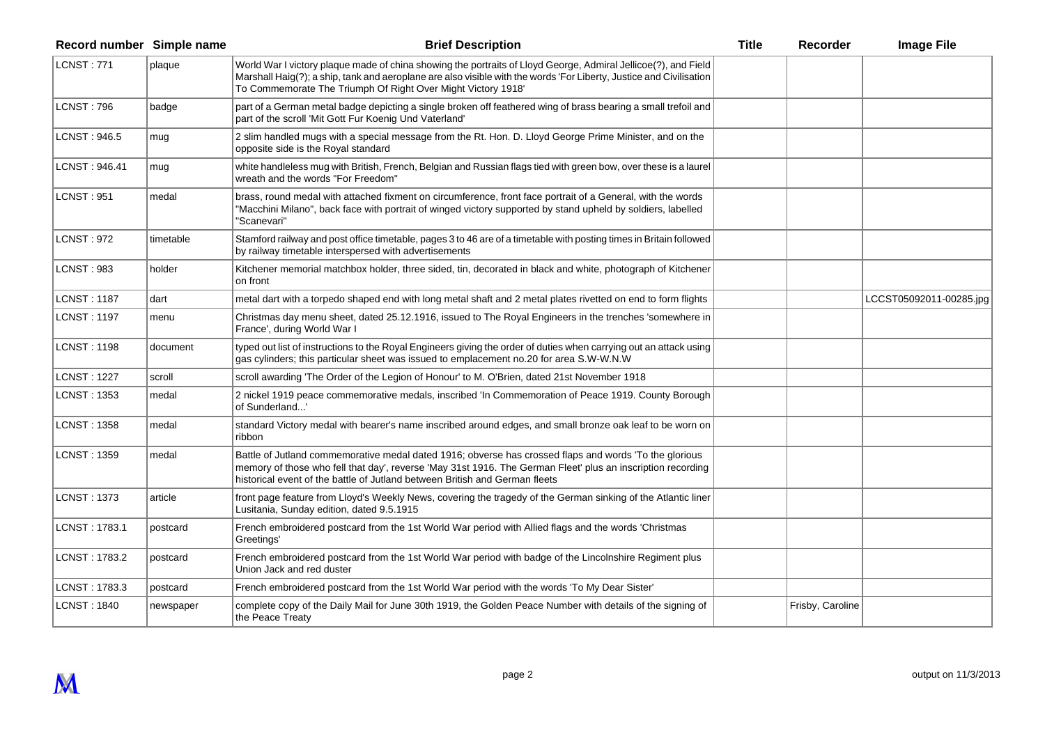| Record number | Simple name | Brief Description | Title | Recorder | Image File |
|---|---|---|---|---|---|
| LCNST : 771 | plaque | World War I victory plaque made of china showing the portraits of Lloyd George, Admiral Jellicoe(?), and Field Marshall Haig(?); a ship, tank and aeroplane are also visible with the words 'For Liberty, Justice and Civilisation To Commemorate The Triumph Of Right Over Might Victory 1918' | | | |
| LCNST : 796 | badge | part of a German metal badge depicting a single broken off feathered wing of brass bearing a small trefoil and part of the scroll 'Mit Gott Fur Koenig Und Vaterland' | | | |
| LCNST : 946.5 | mug | 2 slim handled mugs with a special message from the Rt. Hon. D. Lloyd George Prime Minister, and on the opposite side is the Royal standard | | | |
| LCNST : 946.41 | mug | white handleless mug with British, French, Belgian and Russian flags tied with green bow, over these is a laurel wreath and the words "For Freedom" | | | |
| LCNST : 951 | medal | brass, round medal with attached fixment on circumference, front face portrait of a General, with the words "Macchini Milano", back face with portrait of winged victory supported by stand upheld by soldiers, labelled "Scanevari" | | | |
| LCNST : 972 | timetable | Stamford railway and post office timetable, pages 3 to 46 are of a timetable with posting times in Britain followed by railway timetable interspersed with advertisements | | | |
| LCNST : 983 | holder | Kitchener memorial matchbox holder, three sided, tin, decorated in black and white, photograph of Kitchener on front | | | |
| LCNST : 1187 | dart | metal dart with a torpedo shaped end with long metal shaft and 2 metal plates rivetted on end to form flights | | | LCCST05092011-00285.jpg |
| LCNST : 1197 | menu | Christmas day menu sheet, dated 25.12.1916, issued to The Royal Engineers in the trenches 'somewhere in France', during World War I | | | |
| LCNST : 1198 | document | typed out list of instructions to the Royal Engineers giving the order of duties when carrying out an attack using gas cylinders; this particular sheet was issued to emplacement no.20 for area S.W-W.N.W | | | |
| LCNST : 1227 | scroll | scroll awarding 'The Order of the Legion of Honour' to M. O'Brien, dated 21st November 1918 | | | |
| LCNST : 1353 | medal | 2 nickel 1919 peace commemorative medals, inscribed 'In Commemoration of Peace 1919. County Borough of Sunderland...' | | | |
| LCNST : 1358 | medal | standard Victory medal with bearer's name inscribed around edges, and small bronze oak leaf to be worn on ribbon | | | |
| LCNST : 1359 | medal | Battle of Jutland commemorative medal dated 1916; obverse has crossed flaps and words 'To the glorious memory of those who fell that day', reverse 'May 31st 1916. The German Fleet' plus an inscription recording historical event of the battle of Jutland between British and German fleets | | | |
| LCNST : 1373 | article | front page feature from Lloyd's Weekly News, covering the tragedy of the German sinking of the Atlantic liner Lusitania, Sunday edition, dated 9.5.1915 | | | |
| LCNST : 1783.1 | postcard | French embroidered postcard from the 1st World War period with Allied flags and the words 'Christmas Greetings' | | | |
| LCNST : 1783.2 | postcard | French embroidered postcard from the 1st World War period with badge of the Lincolnshire Regiment plus Union Jack and red duster | | | |
| LCNST : 1783.3 | postcard | French embroidered postcard from the 1st World War period with the words 'To My Dear Sister' | | | |
| LCNST : 1840 | newspaper | complete copy of the Daily Mail for June 30th 1919, the Golden Peace Number with details of the signing of the Peace Treaty | | Frisby, Caroline | |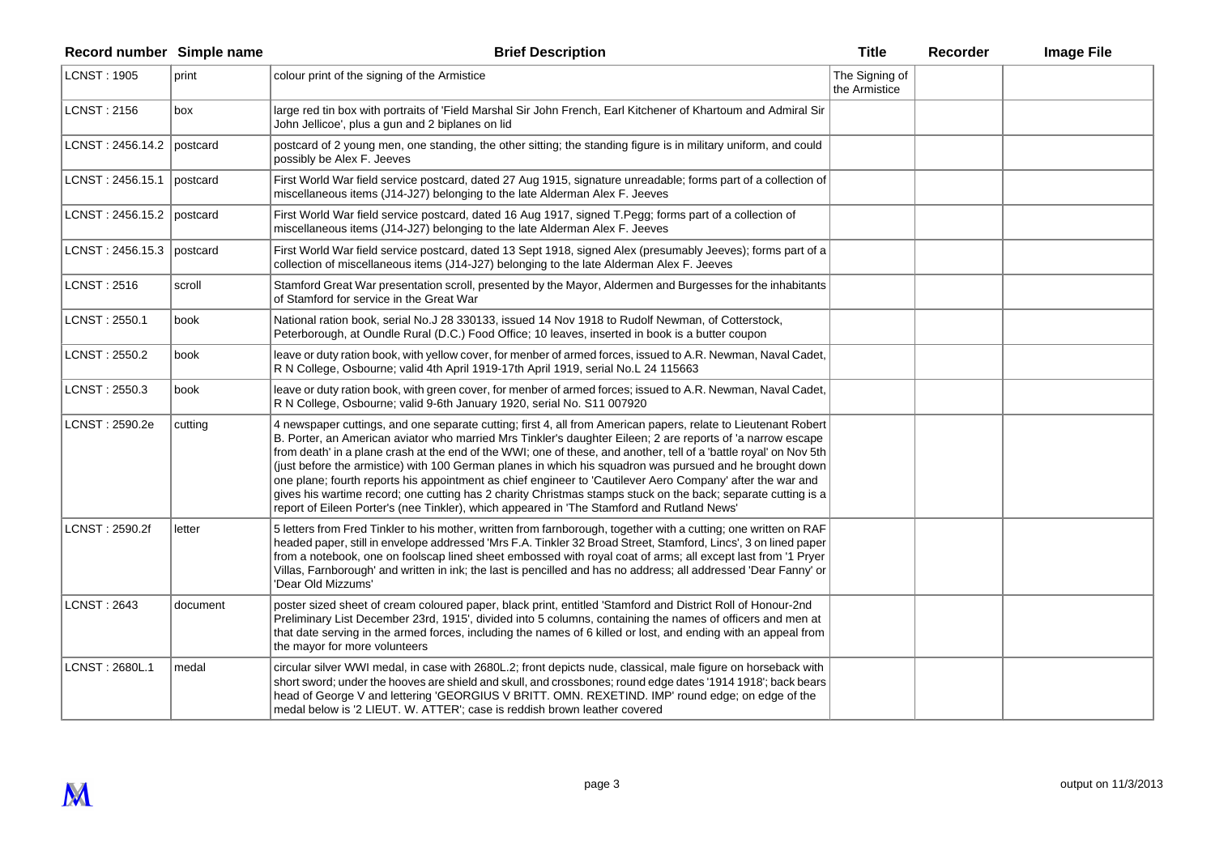| Record number | Simple name | Brief Description | Title | Recorder | Image File |
|---|---|---|---|---|---|
| LCNST : 1905 | print | colour print of the signing of the Armistice | The Signing of the Armistice | | |
| LCNST : 2156 | box | large red tin box with portraits of 'Field Marshal Sir John French, Earl Kitchener of Khartoum and Admiral Sir John Jellicoe', plus a gun and 2 biplanes on lid | | | |
| LCNST : 2456.14.2 | postcard | postcard of 2 young men, one standing, the other sitting; the standing figure is in military uniform, and could possibly be Alex F. Jeeves | | | |
| LCNST : 2456.15.1 | postcard | First World War field service postcard, dated 27 Aug 1915, signature unreadable; forms part of a collection of miscellaneous items (J14-J27) belonging to the late Alderman Alex F. Jeeves | | | |
| LCNST : 2456.15.2 | postcard | First World War field service postcard, dated 16 Aug 1917, signed T.Pegg; forms part of a collection of miscellaneous items (J14-J27) belonging to the late Alderman Alex F. Jeeves | | | |
| LCNST : 2456.15.3 | postcard | First World War field service postcard, dated 13 Sept 1918, signed Alex (presumably Jeeves); forms part of a collection of miscellaneous items (J14-J27) belonging to the late Alderman Alex F. Jeeves | | | |
| LCNST : 2516 | scroll | Stamford Great War presentation scroll, presented by the Mayor, Aldermen and Burgesses for the inhabitants of Stamford for service in the Great War | | | |
| LCNST : 2550.1 | book | National ration book, serial No.J 28 330133, issued 14 Nov 1918 to Rudolf Newman, of Cotterstock, Peterborough, at Oundle Rural (D.C.) Food Office; 10 leaves, inserted in book is a butter coupon | | | |
| LCNST : 2550.2 | book | leave or duty ration book, with yellow cover, for menber of armed forces, issued to A.R. Newman, Naval Cadet, R N College, Osbourne; valid 4th April 1919-17th April 1919, serial No.L 24 115663 | | | |
| LCNST : 2550.3 | book | leave or duty ration book, with green cover, for menber of armed forces; issued to A.R. Newman, Naval Cadet, R N College, Osbourne; valid 9-6th January 1920, serial No. S11 007920 | | | |
| LCNST : 2590.2e | cutting | 4 newspaper cuttings, and one separate cutting; first 4, all from American papers, relate to Lieutenant Robert B. Porter, an American aviator who married Mrs Tinkler's daughter Eileen; 2 are reports of 'a narrow escape from death' in a plane crash at the end of the WWI; one of these, and another, tell of a 'battle royal' on Nov 5th (just before the armistice) with 100 German planes in which his squadron was pursued and he brought down one plane; fourth reports his appointment as chief engineer to 'Cautilever Aero Company' after the war and gives his wartime record; one cutting has 2 charity Christmas stamps stuck on the back; separate cutting is a report of Eileen Porter's (nee Tinkler), which appeared in 'The Stamford and Rutland News' | | | |
| LCNST : 2590.2f | letter | 5 letters from Fred Tinkler to his mother, written from farnborough, together with a cutting; one written on RAF headed paper, still in envelope addressed 'Mrs F.A. Tinkler 32 Broad Street, Stamford, Lincs', 3 on lined paper from a notebook, one on foolscap lined sheet embossed with royal coat of arms; all except last from '1 Pryer Villas, Farnborough' and written in ink; the last is pencilled and has no address; all addressed 'Dear Fanny' or 'Dear Old Mizzums' | | | |
| LCNST : 2643 | document | poster sized sheet of cream coloured paper, black print, entitled 'Stamford and District Roll of Honour-2nd Preliminary List December 23rd, 1915', divided into 5 columns, containing the names of officers and men at that date serving in the armed forces, including the names of 6 killed or lost, and ending with an appeal from the mayor for more volunteers | | | |
| LCNST : 2680L.1 | medal | circular silver WWI medal, in case with 2680L.2; front depicts nude, classical, male figure on horseback with short sword; under the hooves are shield and skull, and crossbones; round edge dates '1914 1918'; back bears head of George V and lettering 'GEORGIUS V BRITT. OMN. REXETIND. IMP' round edge; on edge of the medal below is '2 LIEUT. W. ATTER'; case is reddish brown leather covered | | | |

output on 11/3/2013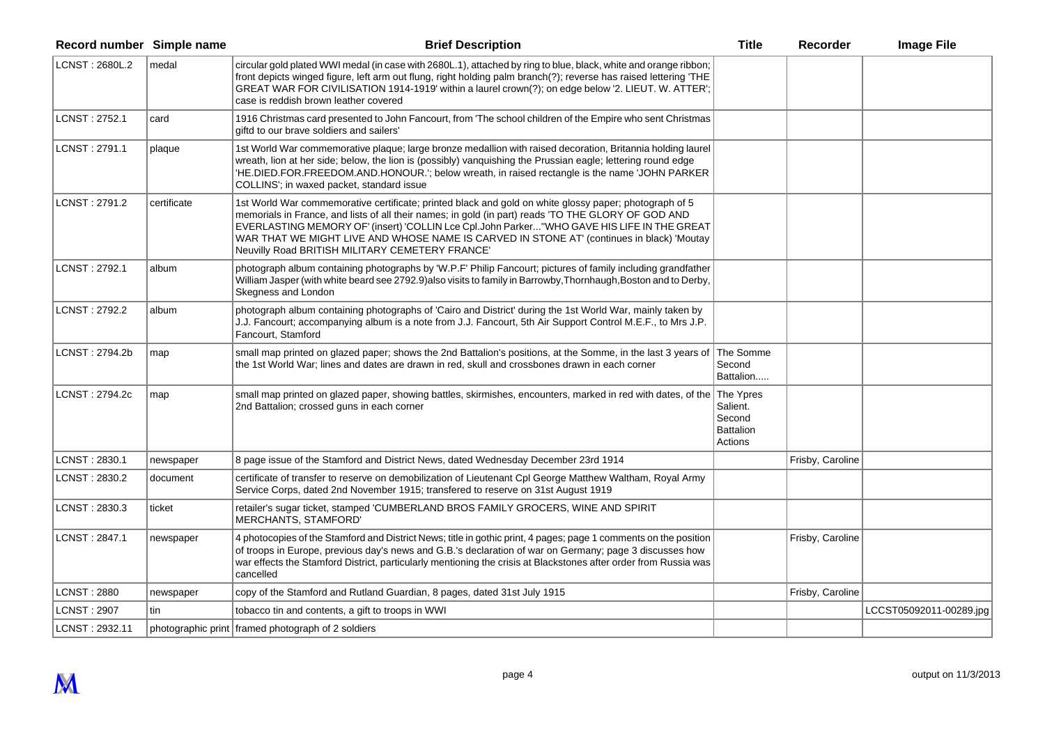| Record number | Simple name | Brief Description | Title | Recorder | Image File |
|---|---|---|---|---|---|
| LCNST : 2680L.2 | medal | circular gold plated WWI medal (in case with 2680L.1), attached by ring to blue, black, white and orange ribbon; front depicts winged figure, left arm out flung, right holding palm branch(?); reverse has raised lettering 'THE GREAT WAR FOR CIVILISATION 1914-1919' within a laurel crown(?); on edge below '2. LIEUT. W. ATTER'; case is reddish brown leather covered | | | |
| LCNST : 2752.1 | card | 1916 Christmas card presented to John Fancourt, from 'The school children of the Empire who sent Christmas giftd to our brave soldiers and sailers' | | | |
| LCNST : 2791.1 | plaque | 1st World War commemorative plaque; large bronze medallion with raised decoration, Britannia holding laurel wreath, lion at her side; below, the lion is (possibly) vanquishing the Prussian eagle; lettering round edge 'HE.DIED.FOR.FREEDOM.AND.HONOUR.'; below wreath, in raised rectangle is the name 'JOHN PARKER COLLINS'; in waxed packet, standard issue | | | |
| LCNST : 2791.2 | certificate | 1st World War commemorative certificate; printed black and gold on white glossy paper; photograph of 5 memorials in France, and lists of all their names; in gold (in part) reads 'TO THE GLORY OF GOD AND EVERLASTING MEMORY OF' (insert) 'COLLIN Lce Cpl.John Parker..."WHO GAVE HIS LIFE IN THE GREAT WAR THAT WE MIGHT LIVE AND WHOSE NAME IS CARVED IN STONE AT' (continues in black) 'Moutay Neuvilly Road BRITISH MILITARY CEMETERY FRANCE' | | | |
| LCNST : 2792.1 | album | photograph album containing photographs by 'W.P.F' Philip Fancourt; pictures of family including grandfather William Jasper (with white beard see 2792.9)also visits to family in Barrowby,Thornhaugh,Boston and to Derby, Skegness and London | | | |
| LCNST : 2792.2 | album | photograph album containing photographs of 'Cairo and District' during the 1st World War, mainly taken by J.J. Fancourt; accompanying album is a note from J.J. Fancourt, 5th Air Support Control M.E.F., to Mrs J.P. Fancourt, Stamford | | | |
| LCNST : 2794.2b | map | small map printed on glazed paper; shows the 2nd Battalion's positions, at the Somme, in the last 3 years of the 1st World War; lines and dates are drawn in red, skull and crossbones drawn in each corner | The Somme Second Battalion..... | | |
| LCNST : 2794.2c | map | small map printed on glazed paper, showing battles, skirmishes, encounters, marked in red with dates, of the 2nd Battalion; crossed guns in each corner | The Ypres Salient. Second Battalion Actions | | |
| LCNST : 2830.1 | newspaper | 8 page issue of the Stamford and District News, dated Wednesday December 23rd 1914 | | Frisby, Caroline | |
| LCNST : 2830.2 | document | certificate of transfer to reserve on demobilization of Lieutenant Cpl George Matthew Waltham, Royal Army Service Corps, dated 2nd November 1915; transfered to reserve on 31st August 1919 | | | |
| LCNST : 2830.3 | ticket | retailer's sugar ticket, stamped 'CUMBERLAND BROS FAMILY GROCERS, WINE AND SPIRIT MERCHANTS, STAMFORD' | | | |
| LCNST : 2847.1 | newspaper | 4 photocopies of the Stamford and District News; title in gothic print, 4 pages; page 1 comments on the position of troops in Europe, previous day's news and G.B.'s declaration of war on Germany; page 3 discusses how war effects the Stamford District, particularly mentioning the crisis at Blackstones after order from Russia was cancelled | | Frisby, Caroline | |
| LCNST : 2880 | newspaper | copy of the Stamford and Rutland Guardian, 8 pages, dated 31st July 1915 | | Frisby, Caroline | |
| LCNST : 2907 | tin | tobacco tin and contents, a gift to troops in WWI | | | LCCST05092011-00289.jpg |
| LCNST : 2932.11 | photographic print | framed photograph of 2 soldiers | | | |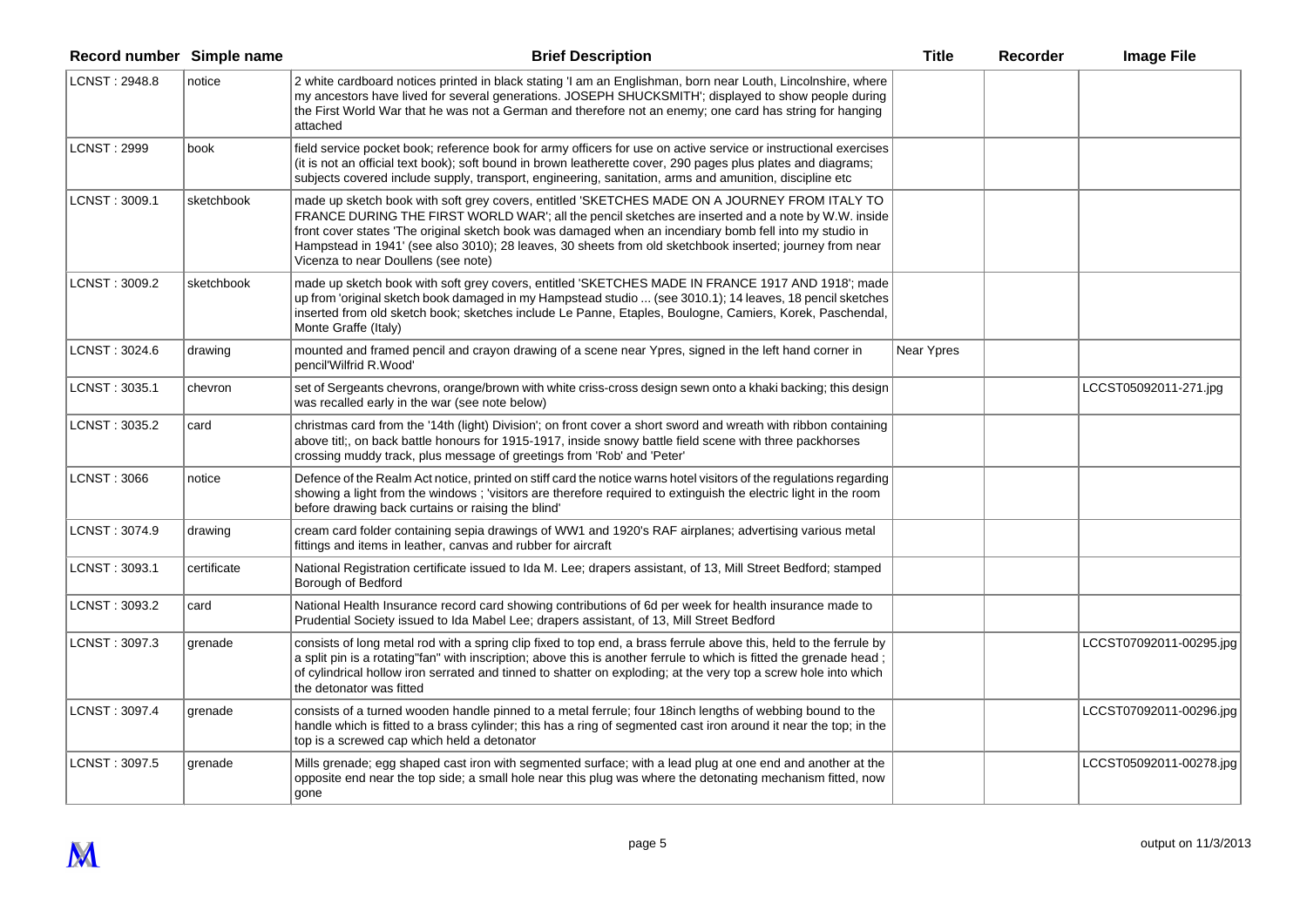| Record number | Simple name | Brief Description | Title | Recorder | Image File |
|---|---|---|---|---|---|
| LCNST : 2948.8 | notice | 2 white cardboard notices printed in black stating 'I am an Englishman, born near Louth, Lincolnshire, where my ancestors have lived for several generations. JOSEPH SHUCKSMITH'; displayed to show people during the First World War that he was not a German and therefore not an enemy; one card has string for hanging attached | | | |
| LCNST : 2999 | book | field service pocket book; reference book for army officers for use on active service or instructional exercises (it is not an official text book); soft bound in brown leatherette cover, 290 pages plus plates and diagrams; subjects covered include supply, transport, engineering, sanitation, arms and amunition, discipline etc | | | |
| LCNST : 3009.1 | sketchbook | made up sketch book with soft grey covers, entitled 'SKETCHES MADE ON A JOURNEY FROM ITALY TO FRANCE DURING THE FIRST WORLD WAR'; all the pencil sketches are inserted and a note by W.W. inside front cover states 'The original sketch book was damaged when an incendiary bomb fell into my studio in Hampstead in 1941' (see also 3010); 28 leaves, 30 sheets from old sketchbook inserted; journey from near Vicenza to near Doullens (see note) | | | |
| LCNST : 3009.2 | sketchbook | made up sketch book with soft grey covers, entitled 'SKETCHES MADE IN FRANCE 1917 AND 1918'; made up from 'original sketch book damaged in my Hampstead studio ... (see 3010.1); 14 leaves, 18 pencil sketches inserted from old sketch book; sketches include Le Panne, Etaples, Boulogne, Camiers, Korek, Paschendal, Monte Graffe (Italy) | | | |
| LCNST : 3024.6 | drawing | mounted and framed pencil and crayon drawing of a scene near Ypres, signed in the left hand corner in pencil'Wilfrid R.Wood' | Near Ypres | | |
| LCNST : 3035.1 | chevron | set of Sergeants chevrons, orange/brown with white criss-cross design sewn onto a khaki backing; this design was recalled early in the war (see note below) | | | LCCST05092011-271.jpg |
| LCNST : 3035.2 | card | christmas card from the '14th (light) Division'; on front cover a short sword and wreath with ribbon containing above titl;, on back battle honours for 1915-1917, inside snowy battle field scene with three packhorses crossing muddy track, plus message of greetings from 'Rob' and 'Peter' | | | |
| LCNST : 3066 | notice | Defence of the Realm Act notice, printed on stiff card the notice warns hotel visitors of the regulations regarding showing a light from the windows ; 'visitors are therefore required to extinguish the electric light in the room before drawing back curtains or raising the blind' | | | |
| LCNST : 3074.9 | drawing | cream card folder containing sepia drawings of WW1 and 1920's RAF airplanes; advertising various metal fittings and items in leather, canvas and rubber for aircraft | | | |
| LCNST : 3093.1 | certificate | National Registration certificate issued to Ida M. Lee; drapers assistant, of 13, Mill Street Bedford; stamped Borough of Bedford | | | |
| LCNST : 3093.2 | card | National Health Insurance record card showing contributions of 6d per week for health insurance made to Prudential Society issued to Ida Mabel Lee; drapers assistant, of 13, Mill Street Bedford | | | |
| LCNST : 3097.3 | grenade | consists of long metal rod with a spring clip fixed to top end, a brass ferrule above this, held to the ferrule by a split pin is a rotating"fan" with inscription; above this is another ferrule to which is fitted the grenade head ; of cylindrical hollow iron serrated and tinned to shatter on exploding; at the very top a screw hole into which the detonator was fitted | | | LCCST07092011-00295.jpg |
| LCNST : 3097.4 | grenade | consists of a turned wooden handle pinned to a metal ferrule; four 18inch lengths of webbing bound to the handle which is fitted to a brass cylinder; this has a ring of segmented cast iron around it near the top; in the top is a screwed cap which held a detonator | | | LCCST07092011-00296.jpg |
| LCNST : 3097.5 | grenade | Mills grenade; egg shaped cast iron with segmented surface; with a lead plug at one end and another at the opposite end near the top side; a small hole near this plug was where the detonating mechanism fitted, now gone | | | LCCST05092011-00278.jpg |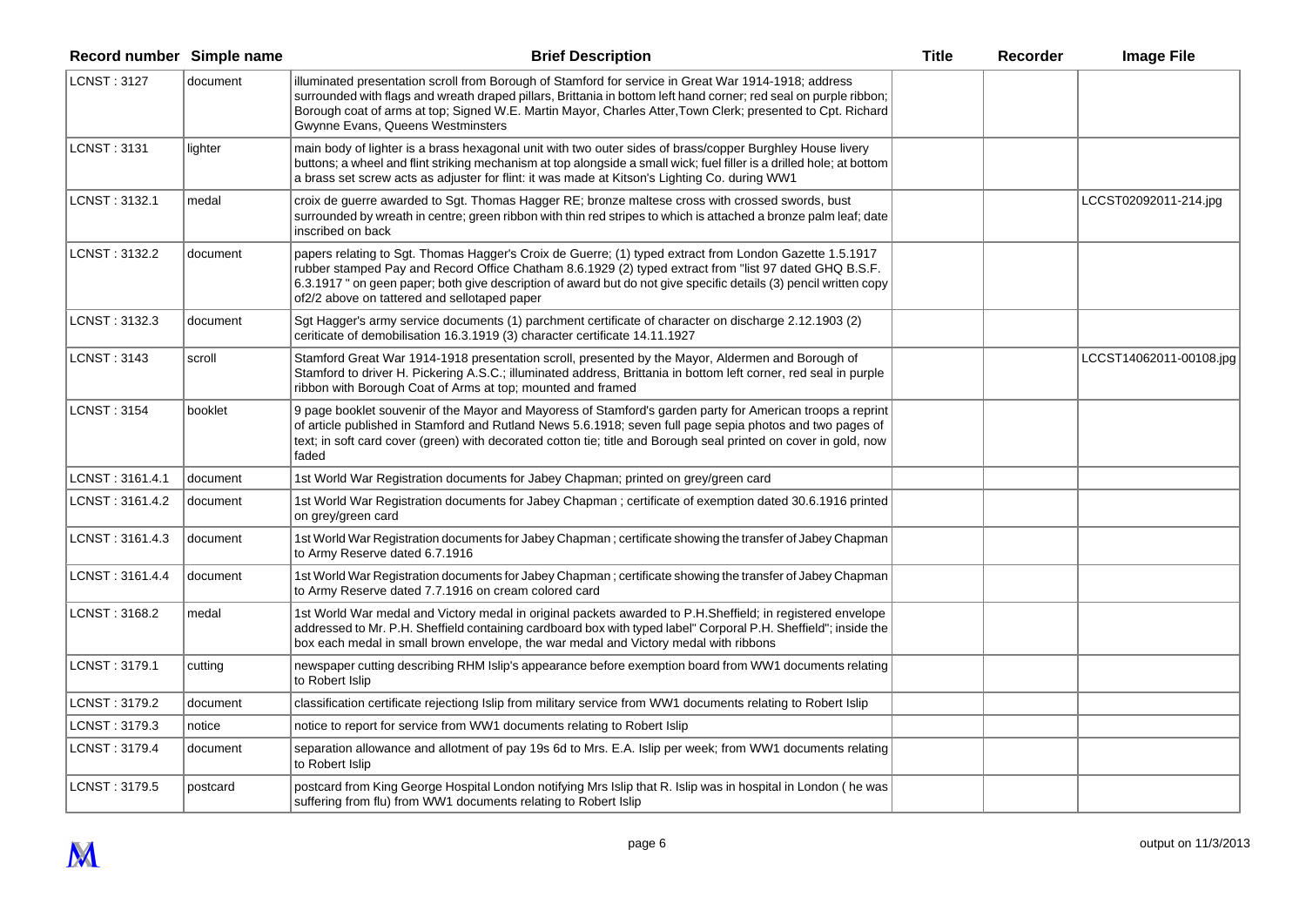| Record number | Simple name | Brief Description | Title | Recorder | Image File |
|---|---|---|---|---|---|
| LCNST : 3127 | document | illuminated presentation scroll from Borough of Stamford for service in Great War 1914-1918; address surrounded with flags and wreath draped pillars, Brittania in bottom left hand corner; red seal on purple ribbon; Borough coat of arms at top; Signed W.E. Martin Mayor, Charles Atter,Town Clerk; presented to Cpt. Richard Gwynne Evans, Queens Westminsters | | | |
| LCNST : 3131 | lighter | main body of lighter is a brass hexagonal unit with two outer sides of brass/copper Burghley House livery buttons; a wheel and flint striking mechanism at top alongside a small wick; fuel filler is a drilled hole; at bottom a brass set screw acts as adjuster for flint: it was made at Kitson's Lighting Co. during WW1 | | | |
| LCNST : 3132.1 | medal | croix de guerre awarded to Sgt. Thomas Hagger RE; bronze maltese cross with crossed swords, bust surrounded by wreath in centre; green ribbon with thin red stripes to which is attached a bronze palm leaf; date inscribed on back | | | LCCST02092011-214.jpg |
| LCNST : 3132.2 | document | papers relating to Sgt. Thomas Hagger's Croix de Guerre; (1) typed extract from London Gazette 1.5.1917 rubber stamped Pay and Record Office Chatham 8.6.1929 (2) typed extract from "list 97 dated GHQ B.S.F. 6.3.1917 " on geen paper; both give description of award but do not give specific details (3) pencil written copy of2/2 above on tattered and sellotaped paper | | | |
| LCNST : 3132.3 | document | Sgt Hagger's army service documents (1) parchment certificate of character on discharge 2.12.1903 (2) ceriticate of demobilisation 16.3.1919 (3) character certificate 14.11.1927 | | | |
| LCNST : 3143 | scroll | Stamford Great War 1914-1918 presentation scroll, presented by the Mayor, Aldermen and Borough of Stamford to driver H. Pickering A.S.C.; illuminated address, Brittania in bottom left corner, red seal in purple ribbon with Borough Coat of Arms at top; mounted and framed | | | LCCST14062011-00108.jpg |
| LCNST : 3154 | booklet | 9 page booklet souvenir of the Mayor and Mayoress of Stamford's garden party for American troops a reprint of article published in Stamford and Rutland News 5.6.1918; seven full page sepia photos and two pages of text; in soft card cover (green) with decorated cotton tie; title and Borough seal printed on cover in gold, now faded | | | |
| LCNST : 3161.4.1 | document | 1st World War Registration documents for Jabey Chapman; printed on grey/green card | | | |
| LCNST : 3161.4.2 | document | 1st World War Registration documents for Jabey Chapman ; certificate of exemption dated 30.6.1916 printed on grey/green card | | | |
| LCNST : 3161.4.3 | document | 1st World War Registration documents for Jabey Chapman ; certificate showing the transfer of Jabey Chapman to Army Reserve dated 6.7.1916 | | | |
| LCNST : 3161.4.4 | document | 1st World War Registration documents for Jabey Chapman ; certificate showing the transfer of Jabey Chapman to Army Reserve dated 7.7.1916 on cream colored card | | | |
| LCNST : 3168.2 | medal | 1st World War medal and Victory medal in original packets awarded to P.H.Sheffield; in registered envelope addressed to Mr. P.H. Sheffield containing cardboard box with typed label" Corporal P.H. Sheffield"; inside the box each medal in small brown envelope, the war medal and Victory medal with ribbons | | | |
| LCNST : 3179.1 | cutting | newspaper cutting describing RHM Islip's appearance before exemption board from WW1 documents relating to Robert Islip | | | |
| LCNST : 3179.2 | document | classification certificate rejectiong Islip from military service from WW1 documents relating to Robert Islip | | | |
| LCNST : 3179.3 | notice | notice to report for service from WW1 documents relating to Robert Islip | | | |
| LCNST : 3179.4 | document | separation allowance and allotment of pay 19s 6d to Mrs. E.A. Islip per week; from WW1 documents relating to Robert Islip | | | |
| LCNST : 3179.5 | postcard | postcard from King George Hospital London notifying Mrs Islip that R. Islip was in hospital in London ( he was suffering from flu) from WW1 documents relating to Robert Islip | | | |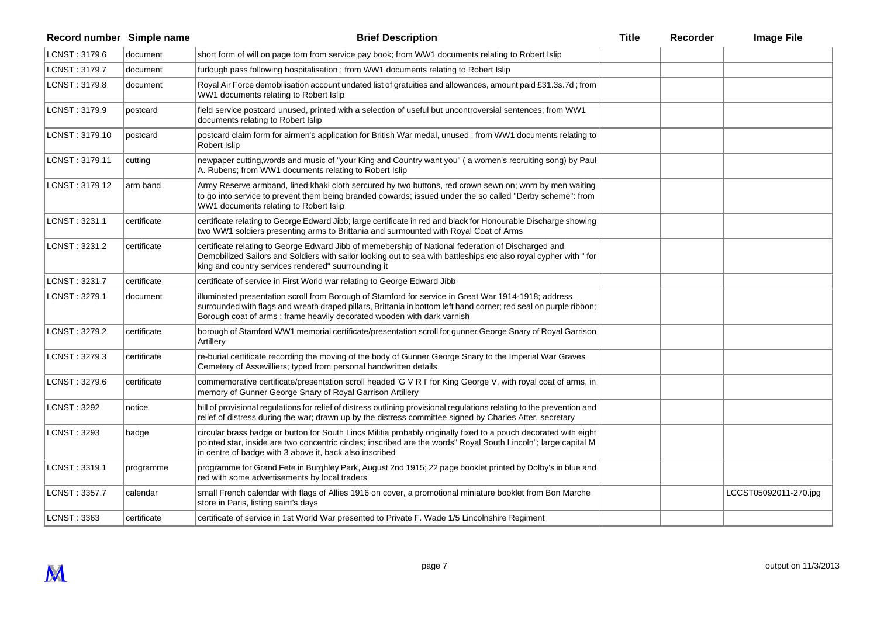| Record number | Simple name | Brief Description | Title | Recorder | Image File |
|---|---|---|---|---|---|
| LCNST : 3179.6 | document | short form of will on page torn from service pay book; from WW1 documents relating to Robert Islip | | | |
| LCNST : 3179.7 | document | furlough pass following hospitalisation ; from WW1 documents relating to Robert Islip | | | |
| LCNST : 3179.8 | document | Royal Air Force demobilisation account undated list of gratuities and allowances, amount paid £31.3s.7d ; from WW1 documents relating to Robert Islip | | | |
| LCNST : 3179.9 | postcard | field service postcard unused, printed with a selection of useful but uncontroversial sentences; from WW1 documents relating to Robert Islip | | | |
| LCNST : 3179.10 | postcard | postcard claim form for airmen's application for British War medal, unused ; from WW1 documents relating to Robert Islip | | | |
| LCNST : 3179.11 | cutting | newpaper cutting,words and music of "your King and Country want you" ( a women's recruiting song) by Paul A. Rubens; from WW1 documents relating to Robert Islip | | | |
| LCNST : 3179.12 | arm band | Army Reserve armband, lined khaki cloth sercured by two buttons, red crown sewn on; worn by men waiting to go into service to prevent them being branded cowards; issued under the so called "Derby scheme": from WW1 documents relating to Robert Islip | | | |
| LCNST : 3231.1 | certificate | certificate relating to George Edward Jibb; large certificate in red and black for Honourable Discharge showing two WW1 soldiers presenting arms to Brittania and surmounted with Royal Coat of Arms | | | |
| LCNST : 3231.2 | certificate | certificate relating to George Edward Jibb of memebership of National federation of Discharged and Demobilized Sailors and Soldiers with sailor looking out to sea with battleships etc also royal cypher with " for king and country services rendered" suurrounding it | | | |
| LCNST : 3231.7 | certificate | certificate of service in First World war relating to George Edward Jibb | | | |
| LCNST : 3279.1 | document | illuminated presentation scroll from Borough of Stamford for service in Great War 1914-1918; address surrounded with flags and wreath draped pillars, Brittania in bottom left hand corner; red seal on purple ribbon; Borough coat of arms ; frame heavily decorated wooden with dark varnish | | | |
| LCNST : 3279.2 | certificate | borough of Stamford WW1 memorial certificate/presentation scroll for gunner George Snary of Royal Garrison Artillery | | | |
| LCNST : 3279.3 | certificate | re-burial certificate recording the moving of the body of Gunner George Snary to the Imperial War Graves Cemetery of Assevilliers; typed from personal handwritten details | | | |
| LCNST : 3279.6 | certificate | commemorative certificate/presentation scroll headed 'G V R I' for King George V, with royal coat of arms, in memory of Gunner George Snary of Royal Garrison Artillery | | | |
| LCNST : 3292 | notice | bill of provisional regulations for relief of distress outlining provisional regulations relating to the prevention and relief of distress during the war; drawn up by the distress committee signed by Charles Atter, secretary | | | |
| LCNST : 3293 | badge | circular brass badge or button for South Lincs Militia probably originally fixed to a pouch decorated with eight pointed star, inside are two concentric circles; inscribed are the words" Royal South Lincoln"; large capital M in centre of badge with 3 above it, back also inscribed | | | |
| LCNST : 3319.1 | programme | programme for Grand Fete in Burghley Park, August 2nd 1915; 22 page booklet printed by Dolby's in blue and red with some advertisements by local traders | | | |
| LCNST : 3357.7 | calendar | small French calendar with flags of Allies 1916 on cover, a promotional miniature booklet from Bon Marche store in Paris, listing saint's days | | | LCCST05092011-270.jpg |
| LCNST : 3363 | certificate | certificate of service in 1st World War presented to Private F. Wade 1/5 Lincolnshire Regiment | | | |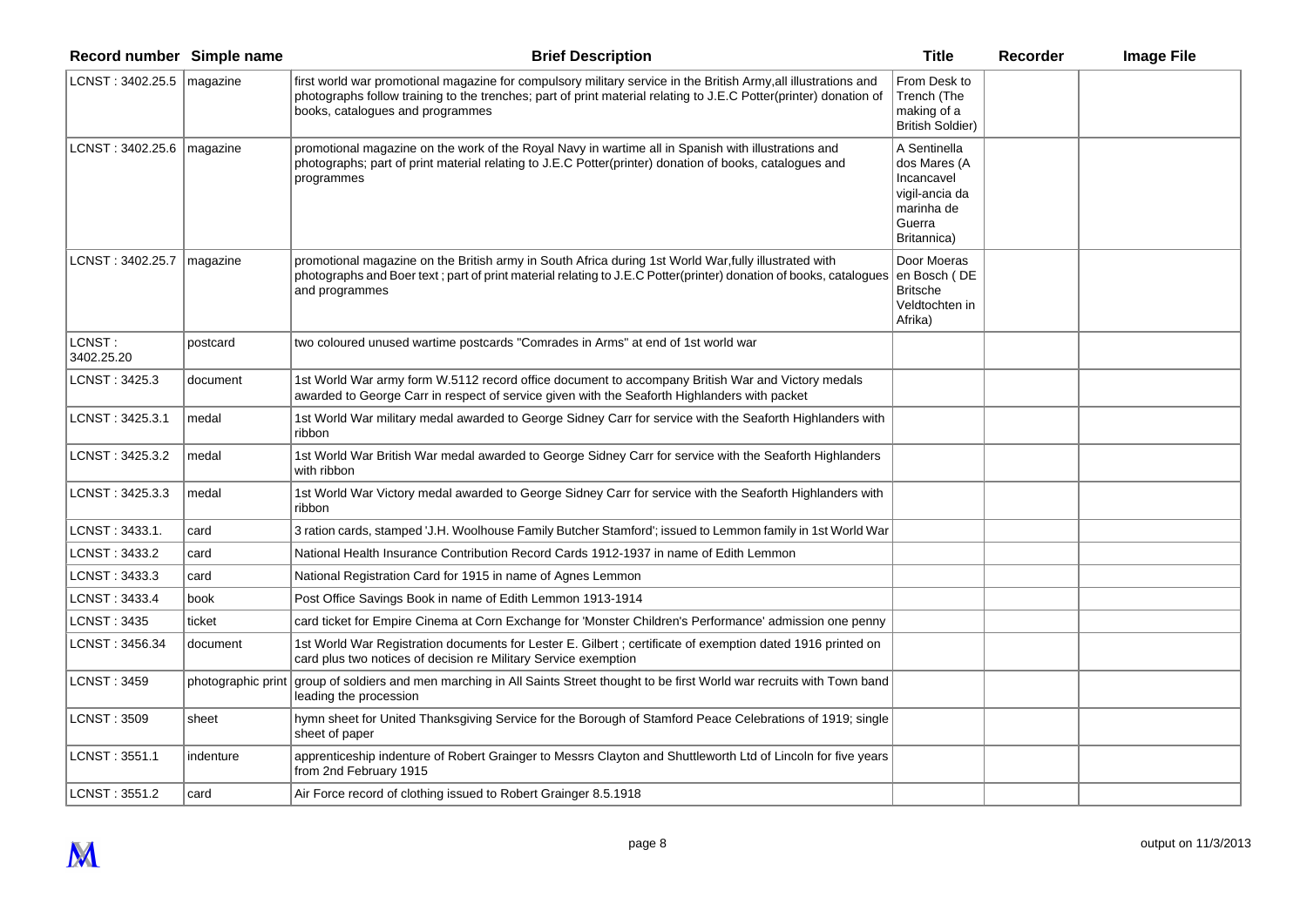| Record number | Simple name | Brief Description | Title | Recorder | Image File |
|---|---|---|---|---|---|
| LCNST : 3402.25.5 | magazine | first world war promotional magazine for compulsory military service in the British Army,all illustrations and photographs follow training to the trenches; part of print material relating to J.E.C Potter(printer) donation of books, catalogues and programmes | From Desk to Trench (The making of a British Soldier) | | |
| LCNST : 3402.25.6 | magazine | promotional magazine on the work of the Royal Navy in wartime all in Spanish with illustrations and photographs; part of print material relating to J.E.C Potter(printer) donation of books, catalogues and programmes | A Sentinella dos Mares (A Incancavel vigil-ancia da marinha de Guerra Britannica) | | |
| LCNST : 3402.25.7 | magazine | promotional magazine on the British army in South Africa during 1st World War,fully illustrated with photographs and Boer text ; part of print material relating to J.E.C Potter(printer) donation of books, catalogues and programmes | Door Moeras en Bosch ( DE Britsche Veldtochten in Afrika) | | |
| LCNST : 3402.25.20 | postcard | two coloured unused wartime postcards "Comrades in Arms" at end of 1st world war | | | |
| LCNST : 3425.3 | document | 1st World War army form W.5112 record office document to accompany British War and Victory medals awarded to George Carr in respect of service given with the Seaforth Highlanders with packet | | | |
| LCNST : 3425.3.1 | medal | 1st World War military medal awarded to George Sidney Carr for service with the Seaforth Highlanders with ribbon | | | |
| LCNST : 3425.3.2 | medal | 1st World War British War medal awarded to George Sidney Carr for service with the Seaforth Highlanders with ribbon | | | |
| LCNST : 3425.3.3 | medal | 1st World War Victory medal awarded to George Sidney Carr for service with the Seaforth Highlanders with ribbon | | | |
| LCNST : 3433.1. | card | 3 ration cards, stamped 'J.H. Woolhouse Family Butcher Stamford'; issued to Lemmon family in 1st World War | | | |
| LCNST : 3433.2 | card | National Health Insurance Contribution Record Cards 1912-1937 in name of Edith Lemmon | | | |
| LCNST : 3433.3 | card | National Registration Card for 1915 in name of Agnes Lemmon | | | |
| LCNST : 3433.4 | book | Post Office Savings Book in name of Edith Lemmon 1913-1914 | | | |
| LCNST : 3435 | ticket | card ticket for Empire Cinema at Corn Exchange for 'Monster Children's Performance' admission one penny | | | |
| LCNST : 3456.34 | document | 1st World War Registration documents for Lester E. Gilbert ; certificate of exemption dated 1916 printed on card plus two notices of decision re Military Service exemption | | | |
| LCNST : 3459 | photographic print | group of soldiers and men marching in All Saints Street thought to be first World war recruits with Town band leading the procession | | | |
| LCNST : 3509 | sheet | hymn sheet for United Thanksgiving Service for the Borough of Stamford Peace Celebrations of 1919; single sheet of paper | | | |
| LCNST : 3551.1 | indenture | apprenticeship indenture of Robert Grainger to Messrs Clayton and Shuttleworth Ltd of Lincoln for five years from 2nd February 1915 | | | |
| LCNST : 3551.2 | card | Air Force record of clothing issued to Robert Grainger 8.5.1918 | | | |

output on 11/3/2013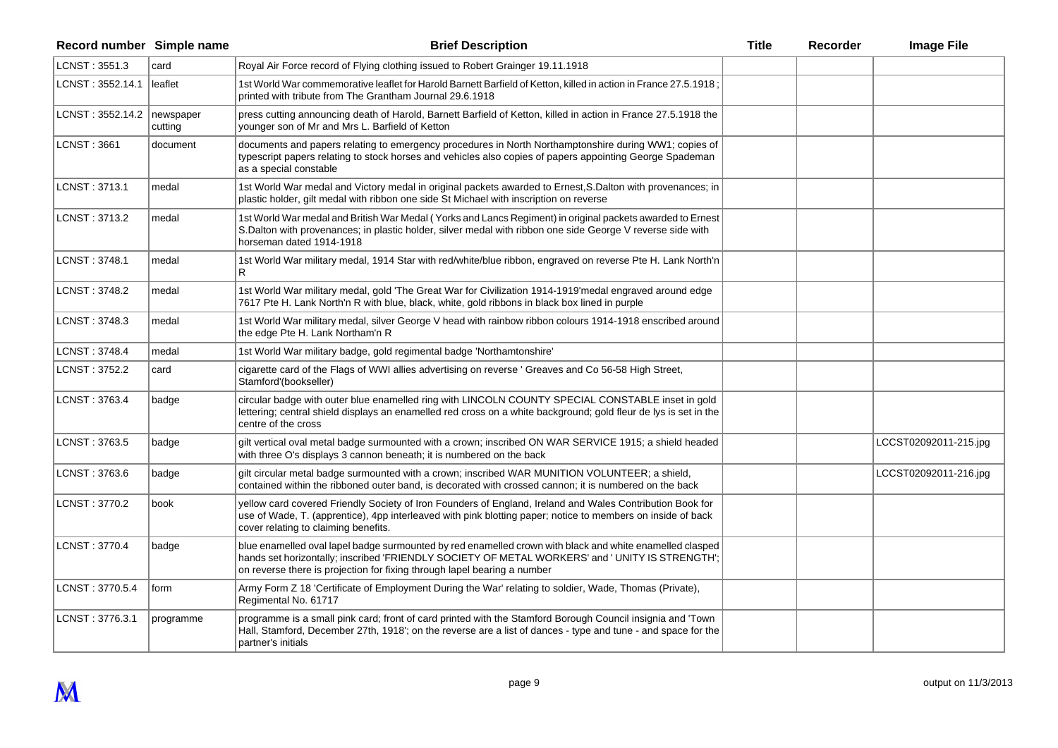| Record number | Simple name | Brief Description | Title | Recorder | Image File |
|---|---|---|---|---|---|
| LCNST : 3551.3 | card | Royal Air Force record of Flying clothing issued to Robert Grainger 19.11.1918 | | | |
| LCNST : 3552.14.1 | leaflet | 1st World War commemorative leaflet for Harold Barnett Barfield of Ketton, killed in action in France 27.5.1918 ; printed with tribute from The Grantham Journal 29.6.1918 | | | |
| LCNST : 3552.14.2 | newspaper cutting | press cutting announcing death of Harold, Barnett Barfield of Ketton, killed in action in France 27.5.1918 the younger son of Mr and Mrs L. Barfield of Ketton | | | |
| LCNST : 3661 | document | documents and papers relating to emergency procedures in North Northamptonshire during WW1; copies of typescript papers relating to stock horses and vehicles also copies of papers appointing George Spademan as a special constable | | | |
| LCNST : 3713.1 | medal | 1st World War medal and Victory medal in original packets awarded to Ernest,S.Dalton with provenances; in plastic holder, gilt medal with ribbon one side St Michael with inscription on reverse | | | |
| LCNST : 3713.2 | medal | 1st World War medal and British War Medal ( Yorks and Lancs Regiment) in original packets awarded to Ernest S.Dalton with provenances; in plastic holder, silver medal with ribbon one side George V reverse side with horseman dated 1914-1918 | | | |
| LCNST : 3748.1 | medal | 1st World War military medal, 1914 Star with red/white/blue ribbon, engraved on reverse Pte H. Lank North'n R | | | |
| LCNST : 3748.2 | medal | 1st World War military medal, gold 'The Great War for Civilization 1914-1919'medal engraved around edge 7617 Pte H. Lank North'n R with blue, black, white, gold ribbons in black box lined in purple | | | |
| LCNST : 3748.3 | medal | 1st World War military medal, silver George V head with rainbow ribbon colours 1914-1918 enscribed around the edge Pte H. Lank Northam'n R | | | |
| LCNST : 3748.4 | medal | 1st World War military badge, gold regimental badge 'Northamtonshire' | | | |
| LCNST : 3752.2 | card | cigarette card of the Flags of WWI allies advertising on reverse ' Greaves and Co 56-58 High Street, Stamford'(bookseller) | | | |
| LCNST : 3763.4 | badge | circular badge with outer blue enamelled ring with LINCOLN COUNTY SPECIAL CONSTABLE inset in gold lettering; central shield displays an enamelled red cross on a white background; gold fleur de lys is set in the centre of the cross | | | |
| LCNST : 3763.5 | badge | gilt vertical oval metal badge surmounted with a crown; inscribed ON WAR SERVICE 1915; a shield headed with three O's displays 3 cannon beneath; it is numbered on the back | | | LCCST02092011-215.jpg |
| LCNST : 3763.6 | badge | gilt circular metal badge surmounted with a crown; inscribed WAR MUNITION VOLUNTEER; a shield, contained within the ribboned outer band, is decorated with crossed cannon; it is numbered on the back | | | LCCST02092011-216.jpg |
| LCNST : 3770.2 | book | yellow card covered Friendly Society of Iron Founders of England, Ireland and Wales Contribution Book for use of Wade, T. (apprentice), 4pp interleaved with pink blotting paper; notice to members on inside of back cover relating to claiming benefits. | | | |
| LCNST : 3770.4 | badge | blue enamelled oval lapel badge surmounted by red enamelled crown with black and white enamelled clasped hands set horizontally; inscribed 'FRIENDLY SOCIETY OF METAL WORKERS' and ' UNITY IS STRENGTH'; on reverse there is projection for fixing through lapel bearing a number | | | |
| LCNST : 3770.5.4 | form | Army Form Z 18 'Certificate of Employment During the War' relating to soldier, Wade, Thomas (Private), Regimental No. 61717 | | | |
| LCNST : 3776.3.1 | programme | programme is a small pink card; front of card printed with the Stamford Borough Council insignia and 'Town Hall, Stamford, December 27th, 1918'; on the reverse are a list of dances - type and tune - and space for the partner's initials | | | |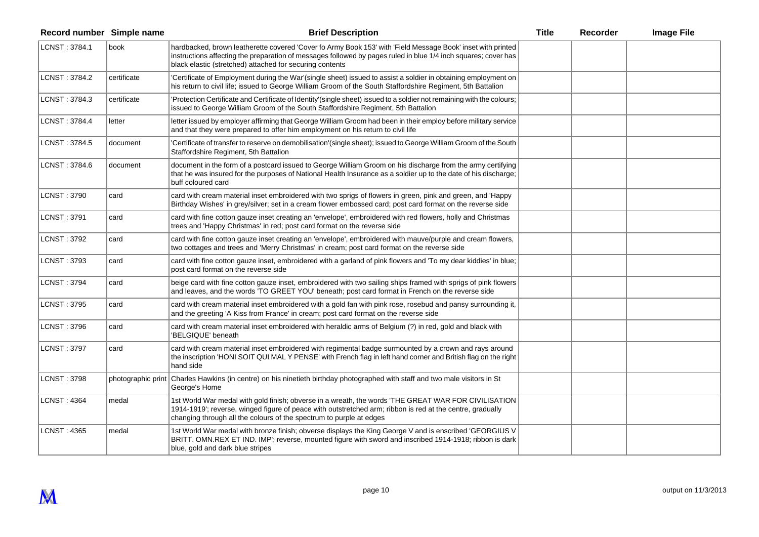| Record number | Simple name | Brief Description | Title | Recorder | Image File |
|---|---|---|---|---|---|
| LCNST : 3784.1 | book | hardbacked, brown leatherette covered 'Cover fo Army Book 153' with 'Field Message Book' inset with printed instructions affecting the preparation of messages followed by pages ruled in blue 1/4 inch squares; cover has black elastic (stretched) attached for securing contents | | | |
| LCNST : 3784.2 | certificate | 'Certificate of Employment during the War'(single sheet) issued to assist a soldier in obtaining employment on his return to civil life; issued to George William Groom of the South Staffordshire Regiment, 5th Battalion | | | |
| LCNST : 3784.3 | certificate | 'Protection Certificate and Certificate of Identity'(single sheet) issued to a soldier not remaining with the colours; issued to George William Groom of the South Staffordshire Regiment, 5th Battalion | | | |
| LCNST : 3784.4 | letter | letter issued by employer affirming that George William Groom had been in their employ before military service and that they were prepared to offer him employment on his return to civil life | | | |
| LCNST : 3784.5 | document | 'Certificate of transfer to reserve on demobilisation'(single sheet); issued to George William Groom of the South Staffordshire Regiment, 5th Battalion | | | |
| LCNST : 3784.6 | document | document in the form of a postcard issued to George William Groom on his discharge from the army certifying that he was insured for the purposes of National Health Insurance as a soldier up to the date of his discharge; buff coloured card | | | |
| LCNST : 3790 | card | card with cream material inset embroidered with two sprigs of flowers in green, pink and green, and 'Happy Birthday Wishes' in grey/silver; set in a cream flower embossed card; post card format on the reverse side | | | |
| LCNST : 3791 | card | card with fine cotton gauze inset creating an 'envelope', embroidered with red flowers, holly and Christmas trees and 'Happy Christmas' in red; post card format on the reverse side | | | |
| LCNST : 3792 | card | card with fine cotton gauze inset creating an 'envelope', embroidered with mauve/purple and cream flowers, two cottages and trees and 'Merry Christmas' in cream; post card format on the reverse side | | | |
| LCNST : 3793 | card | card with fine cotton gauze inset, embroidered with a garland of pink flowers and 'To my dear kiddies' in blue; post card format on the reverse side | | | |
| LCNST : 3794 | card | beige card with fine cotton gauze inset, embroidered with two sailing ships framed with sprigs of pink flowers and leaves, and the words 'TO GREET YOU' beneath; post card format in French on the reverse side | | | |
| LCNST : 3795 | card | card with cream material inset embroidered with a gold fan with pink rose, rosebud and pansy surrounding it, and the greeting 'A Kiss from France' in cream; post card format on the reverse side | | | |
| LCNST : 3796 | card | card with cream material inset embroidered with heraldic arms of Belgium (?) in red, gold and black with 'BELGIQUE' beneath | | | |
| LCNST : 3797 | card | card with cream material inset embroidered with regimental badge surmounted by a crown and rays around the inscription 'HONI SOIT QUI MAL Y PENSE' with French flag in left hand corner and British flag on the right hand side | | | |
| LCNST : 3798 | photographic print | Charles Hawkins (in centre) on his ninetieth birthday photographed with staff and two male visitors in St George's Home | | | |
| LCNST : 4364 | medal | 1st World War medal with gold finish; obverse in a wreath, the words 'THE GREAT WAR FOR CIVILISATION 1914-1919'; reverse, winged figure of peace with outstretched arm; ribbon is red at the centre, gradually changing through all the colours of the spectrum to purple at edges | | | |
| LCNST : 4365 | medal | 1st World War medal with bronze finish; obverse displays the King George V and is enscribed 'GEORGIUS V BRITT. OMN.REX ET IND. IMP'; reverse, mounted figure with sword and inscribed 1914-1918; ribbon is dark blue, gold and dark blue stripes | | | |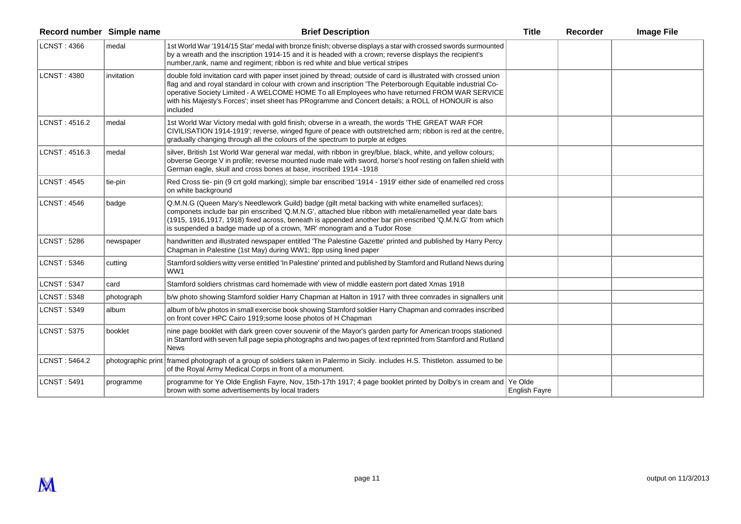| Record number | Simple name | Brief Description | Title | Recorder | Image File |
|---|---|---|---|---|---|
| LCNST : 4366 | medal | 1st World War '1914/15 Star' medal with bronze finish; obverse displays a star with crossed swords surmounted by a wreath and the inscription 1914-15 and it is headed with a crown; reverse displays the recipient's number,rank, name and regiment; ribbon is red white and blue vertical stripes | | | |
| LCNST : 4380 | invitation | double fold invitation card with paper inset joined by thread; outside of card is illustrated with crossed union flag and and royal standard in colour with crown and inscription 'The Peterborough Equitable industrial Co-operative Society Limited - A WELCOME HOME To all Employees who have returned FROM WAR SERVICE with his Majesty's Forces'; inset sheet has PRogramme and Concert details; a ROLL of HONOUR is also included | | | |
| LCNST : 4516.2 | medal | 1st World War Victory medal with gold finish; obverse in a wreath, the words 'THE GREAT WAR FOR CIVILISATION 1914-1919'; reverse, winged figure of peace with outstretched arm; ribbon is red at the centre, gradually changing through all the colours of the spectrum to purple at edges | | | |
| LCNST : 4516.3 | medal | silver, British 1st World War general war medal, with ribbon in grey/blue, black, white, and yellow colours; obverse George V in profile; reverse mounted nude male with sword, horse's hoof resting on fallen shield with German eagle, skull and cross bones at base, inscribed 1914 -1918 | | | |
| LCNST : 4545 | tie-pin | Red Cross tie- pin (9 crt gold marking); simple bar enscribed '1914 - 1919' either side of enamelled red cross on white background | | | |
| LCNST : 4546 | badge | Q.M.N.G (Queen Mary's Needlework Guild) badge (gilt metal backing with white enamelled surfaces); componets include bar pin enscribed 'Q.M.N.G', attached blue ribbon with metal/enamelled year date bars (1915, 1916,1917, 1918) fixed across, beneath is appended another bar pin enscribed 'Q.M.N.G' from which is suspended a badge made up of a crown, 'MR' monogram and a Tudor Rose | | | |
| LCNST : 5286 | newspaper | handwritten and illustrated newspaper entitled 'The Palestine Gazette' printed and published by Harry Percy Chapman in Palestine (1st May) during WW1; 8pp using lined paper | | | |
| LCNST : 5346 | cutting | Stamford soldiers witty verse entitled 'In Palestine' printed and published by Stamford and Rutland News during WW1 | | | |
| LCNST : 5347 | card | Stamford soldiers christmas card homemade with view of middle eastern port dated Xmas 1918 | | | |
| LCNST : 5348 | photograph | b/w photo showing Stamford soldier Harry Chapman at Halton in 1917 with three comrades in signallers unit | | | |
| LCNST : 5349 | album | album of b/w photos in small exercise book showing Stamford soldier Harry Chapman and comrades inscribed on front cover HPC Cairo 1919;some loose photos of H Chapman | | | |
| LCNST : 5375 | booklet | nine page booklet with dark green cover souvenir of the Mayor's garden party for American troops stationed in Stamford with seven full page sepia photographs and two pages of text reprinted from Stamford and Rutland News | | | |
| LCNST : 5464.2 | photographic print | framed photograph of a group of soldiers taken in Palermo in Sicily. includes H.S. Thistleton. assumed to be of the Royal Army Medical Corps in front of a monument. | | | |
| LCNST : 5491 | programme | programme for Ye Olde English Fayre, Nov, 15th-17th 1917; 4 page booklet printed by Dolby's in cream and brown with some advertisements by local traders | Ye Olde English Fayre | | |

output on 11/3/2013